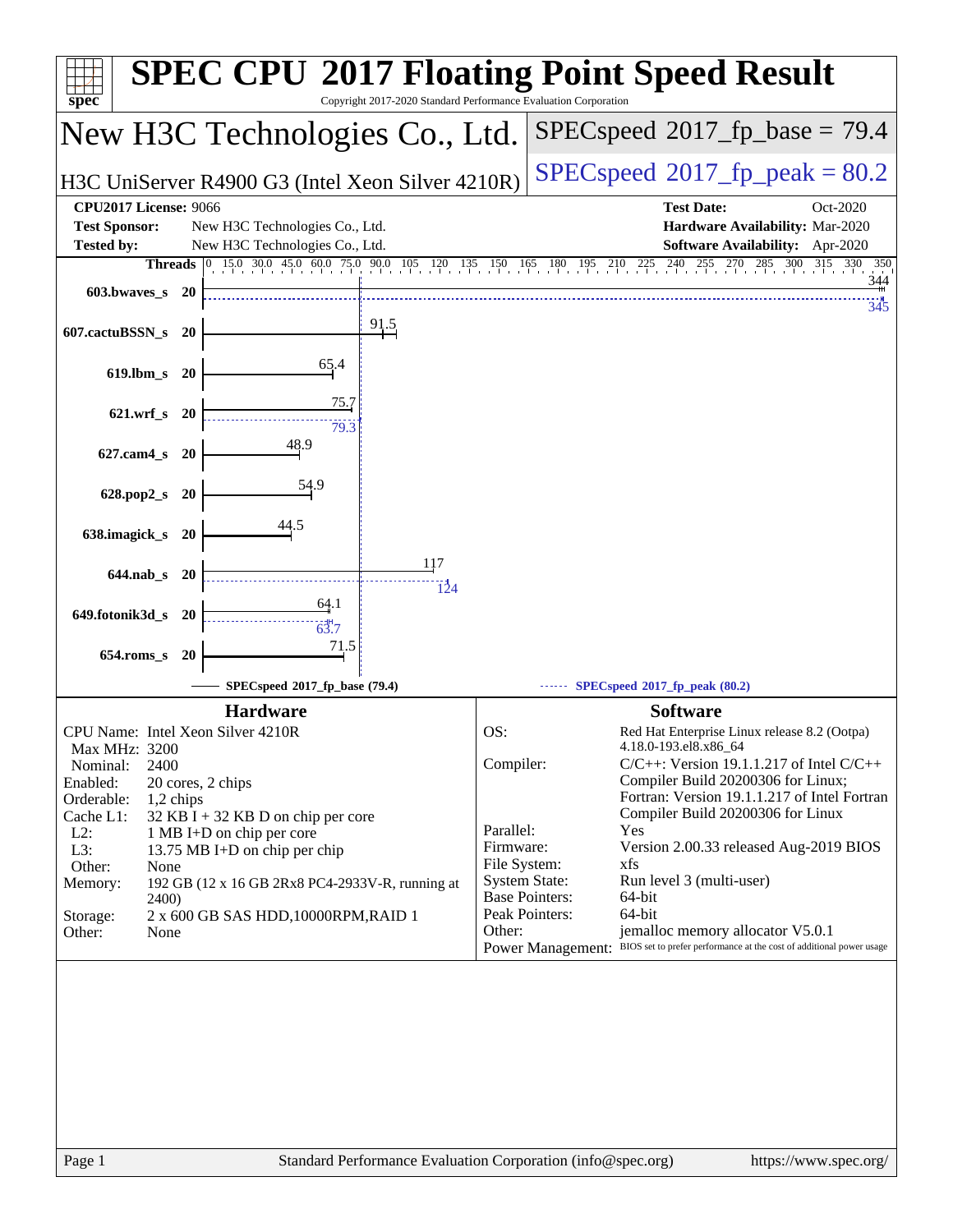# SPEC CPU 2017 Floating Point Speed Result

Copyright 2017-2020 Standard Performance Evaluation Corporation

## New H3C Technologies Co., Ltd.

H3C UniServer R4900 G3 (Intel Xeon Silver 4210R)

**SPECspeed 2017_fp_base = 79.4**

**SPECspeed 2017_fp_peak = 80.2**

| | | | |
|---|---|---|---|
| **CPU2017 License:** | 9066 | **Test Date:** | Oct-2020 |
| **Test Sponsor:** | New H3C Technologies Co., Ltd. | **Hardware Availability:** | Mar-2020 |
| **Tested by:** | New H3C Technologies Co., Ltd. | **Software Availability:** | Apr-2020 |

| Benchmark | Threads | Base | Peak |
|---|---|---|---|
| 603.bwaves_s | 20 | 344 | 345 |
| 607.cactuBSSN_s | 20 | 91.5 | |
| 619.lbm_s | 20 | 65.4 | |
| 621.wrf_s | 20 | 75.7 | 79.3 |
| 627.cam4_s | 20 | 48.9 | |
| 628.pop2_s | 20 | 54.9 | |
| 638.imagick_s | 20 | 44.5 | |
| 644.nab_s | 20 | 117 | 124 |
| 649.fotonik3d_s | 20 | 64.1 | 63.7 |
| 654.roms_s | 20 | 71.5 | |

SPECspeed 2017_fp_base (79.4) — SPECspeed 2017_fp_peak (80.2)

### Hardware

| | |
|---|---|
| CPU Name: | Intel Xeon Silver 4210R |
| Max MHz: | 3200 |
| Nominal: | 2400 |
| Enabled: | 20 cores, 2 chips |
| Orderable: | 1,2 chips |
| Cache L1: | 32 KB I + 32 KB D on chip per core |
| L2: | 1 MB I+D on chip per core |
| L3: | 13.75 MB I+D on chip per chip |
| Other: | None |
| Memory: | 192 GB (12 x 16 GB 2Rx8 PC4-2933V-R, running at 2400) |
| Storage: | 2 x 600 GB SAS HDD,10000RPM,RAID 1 |
| Other: | None |

### Software

| | |
|---|---|
| OS: | Red Hat Enterprise Linux release 8.2 (Ootpa) 4.18.0-193.el8.x86_64 |
| Compiler: | C/C++: Version 19.1.1.217 of Intel C/C++ Compiler Build 20200306 for Linux; Fortran: Version 19.1.1.217 of Intel Fortran Compiler Build 20200306 for Linux |
| Parallel: | Yes |
| Firmware: | Version 2.00.33 released Aug-2019 BIOS |
| File System: | xfs |
| System State: | Run level 3 (multi-user) |
| Base Pointers: | 64-bit |
| Peak Pointers: | 64-bit |
| Other: | jemalloc memory allocator V5.0.1 |
| Power Management: | BIOS set to prefer performance at the cost of additional power usage |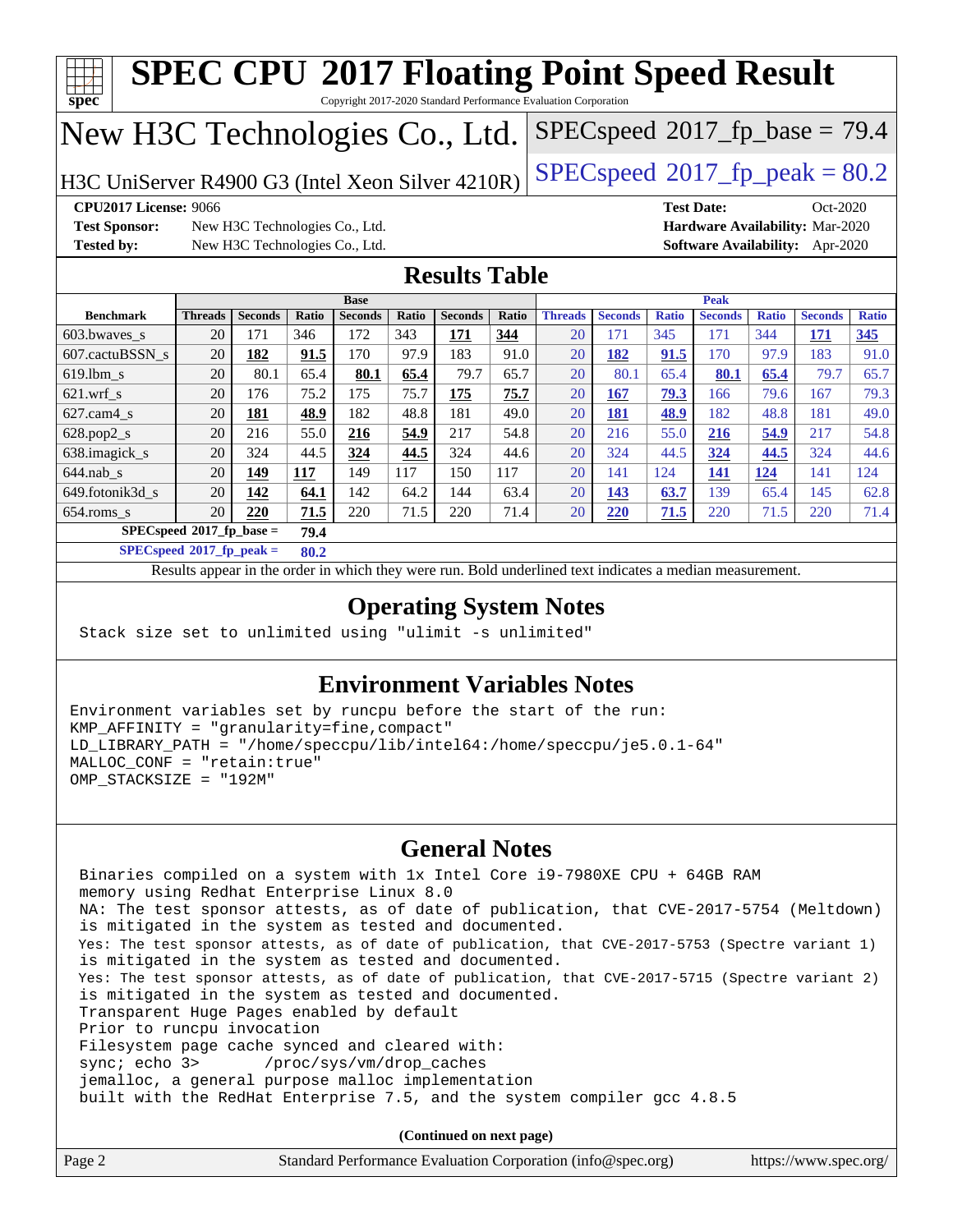# SPEC CPU 2017 Floating Point Speed Result

Copyright 2017-2020 Standard Performance Evaluation Corporation

## New H3C Technologies Co., Ltd.

H3C UniServer R4900 G3 (Intel Xeon Silver 4210R)

SPECspeed 2017_fp_base = 79.4

SPECspeed 2017_fp_peak = 80.2

**CPU2017 License:** 9066
**Test Sponsor:** New H3C Technologies Co., Ltd.
**Tested by:** New H3C Technologies Co., Ltd.

**Test Date:** Oct-2020
**Hardware Availability:** Mar-2020
**Software Availability:** Apr-2020

## Results Table

| Benchmark | Base | | | | | | | Peak | | | | | | |
|---|---|---|---|---|---|---|---|---|---|---|---|---|---|---|
| | Threads | Seconds | Ratio | Seconds | Ratio | Seconds | Ratio | Threads | Seconds | Ratio | Seconds | Ratio | Seconds | Ratio |
| 603.bwaves_s | 20 | 171 | 346 | 172 | 343 | **171** | **344** | 20 | 171 | 345 | 171 | 344 | **171** | **345** |
| 607.cactuBSSN_s | 20 | **182** | **91.5** | 170 | 97.9 | 183 | 91.0 | 20 | **182** | **91.5** | 170 | 97.9 | 183 | 91.0 |
| 619.lbm_s | 20 | 80.1 | 65.4 | **80.1** | **65.4** | 79.7 | 65.7 | 20 | 80.1 | 65.4 | **80.1** | **65.4** | 79.7 | 65.7 |
| 621.wrf_s | 20 | 176 | 75.2 | 175 | 75.7 | **175** | **75.7** | 20 | **167** | **79.3** | 166 | 79.6 | 167 | 79.3 |
| 627.cam4_s | 20 | **181** | **48.9** | 182 | 48.8 | 181 | 49.0 | 20 | **181** | **48.9** | 182 | 48.8 | 181 | 49.0 |
| 628.pop2_s | 20 | 216 | 55.0 | **216** | **54.9** | 217 | 54.8 | 20 | 216 | 55.0 | **216** | **54.9** | 217 | 54.8 |
| 638.imagick_s | 20 | 324 | 44.5 | **324** | **44.5** | 324 | 44.6 | 20 | 324 | 44.5 | **324** | **44.5** | 324 | 44.6 |
| 644.nab_s | 20 | **149** | **117** | 149 | 117 | 150 | 117 | 20 | 141 | 124 | **141** | **124** | 141 | 124 |
| 649.fotonik3d_s | 20 | **142** | **64.1** | 142 | 64.2 | 144 | 63.4 | 20 | **143** | **63.7** | 139 | 65.4 | 145 | 62.8 |
| 654.roms_s | 20 | **220** | **71.5** | 220 | 71.5 | 220 | 71.4 | 20 | **220** | **71.5** | 220 | 71.5 | 220 | 71.4 |

**SPECspeed 2017_fp_base = 79.4**

**SPECspeed 2017_fp_peak = 80.2**

Results appear in the order in which they were run. Bold underlined text indicates a median measurement.

## Operating System Notes

```
Stack size set to unlimited using "ulimit -s unlimited"
```

## Environment Variables Notes

```
Environment variables set by runcpu before the start of the run:
KMP_AFFINITY = "granularity=fine,compact"
LD_LIBRARY_PATH = "/home/speccpu/lib/intel64:/home/speccpu/je5.0.1-64"
MALLOC_CONF = "retain:true"
OMP_STACKSIZE = "192M"
```

## General Notes

```
Binaries compiled on a system with 1x Intel Core i9-7980XE CPU + 64GB RAM
memory using Redhat Enterprise Linux 8.0
NA: The test sponsor attests, as of date of publication, that CVE-2017-5754 (Meltdown)
is mitigated in the system as tested and documented.
Yes: The test sponsor attests, as of date of publication, that CVE-2017-5753 (Spectre variant 1)
is mitigated in the system as tested and documented.
Yes: The test sponsor attests, as of date of publication, that CVE-2017-5715 (Spectre variant 2)
is mitigated in the system as tested and documented.
Transparent Huge Pages enabled by default
Prior to runcpu invocation
Filesystem page cache synced and cleared with:
sync; echo 3>       /proc/sys/vm/drop_caches
jemalloc, a general purpose malloc implementation
built with the RedHat Enterprise 7.5, and the system compiler gcc 4.8.5
```

**(Continued on next page)**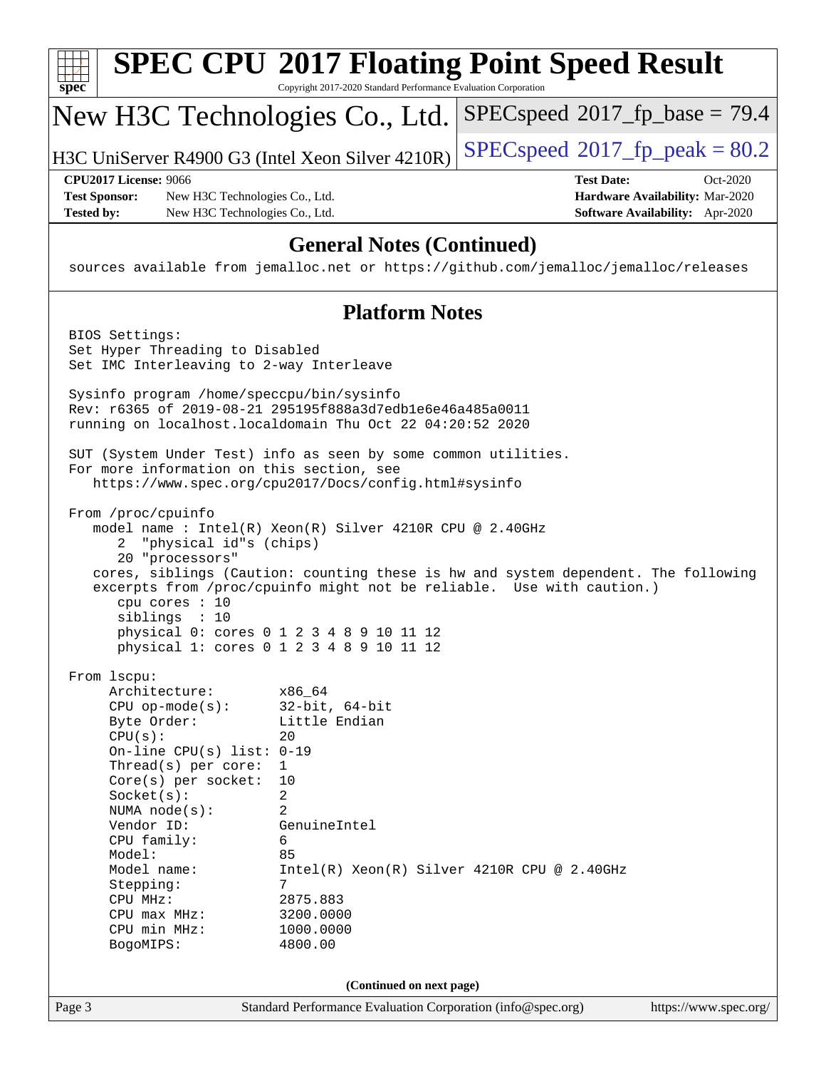# SPEC CPU 2017 Floating Point Speed Result

Copyright 2017-2020 Standard Performance Evaluation Corporation

## New H3C Technologies Co., Ltd.

H3C UniServer R4900 G3 (Intel Xeon Silver 4210R)

SPECspeed 2017_fp_base = 79.4

SPECspeed 2017_fp_peak = 80.2

| | | | |
|---|---|---|---|
| **CPU2017 License:** | 9066 | **Test Date:** | Oct-2020 |
| **Test Sponsor:** | New H3C Technologies Co., Ltd. | **Hardware Availability:** | Mar-2020 |
| **Tested by:** | New H3C Technologies Co., Ltd. | **Software Availability:** | Apr-2020 |

## General Notes (Continued)

```
sources available from jemalloc.net or https://github.com/jemalloc/jemalloc/releases
```

## Platform Notes

```
BIOS Settings:
Set Hyper Threading to Disabled
Set IMC Interleaving to 2-way Interleave

Sysinfo program /home/speccpu/bin/sysinfo
Rev: r6365 of 2019-08-21 295195f888a3d7edb1e6e46a485a0011
running on localhost.localdomain Thu Oct 22 04:20:52 2020

SUT (System Under Test) info as seen by some common utilities.
For more information on this section, see
   https://www.spec.org/cpu2017/Docs/config.html#sysinfo

From /proc/cpuinfo
   model name : Intel(R) Xeon(R) Silver 4210R CPU @ 2.40GHz
      2  "physical id"s (chips)
      20 "processors"
   cores, siblings (Caution: counting these is hw and system dependent. The following
   excerpts from /proc/cpuinfo might not be reliable.  Use with caution.)
      cpu cores : 10
      siblings  : 10
      physical 0: cores 0 1 2 3 4 8 9 10 11 12
      physical 1: cores 0 1 2 3 4 8 9 10 11 12

From lscpu:
     Architecture:        x86_64
     CPU op-mode(s):      32-bit, 64-bit
     Byte Order:          Little Endian
     CPU(s):              20
     On-line CPU(s) list: 0-19
     Thread(s) per core:  1
     Core(s) per socket:  10
     Socket(s):           2
     NUMA node(s):        2
     Vendor ID:           GenuineIntel
     CPU family:          6
     Model:               85
     Model name:          Intel(R) Xeon(R) Silver 4210R CPU @ 2.40GHz
     Stepping:            7
     CPU MHz:             2875.883
     CPU max MHz:         3200.0000
     CPU min MHz:         1000.0000
     BogoMIPS:            4800.00
```

**(Continued on next page)**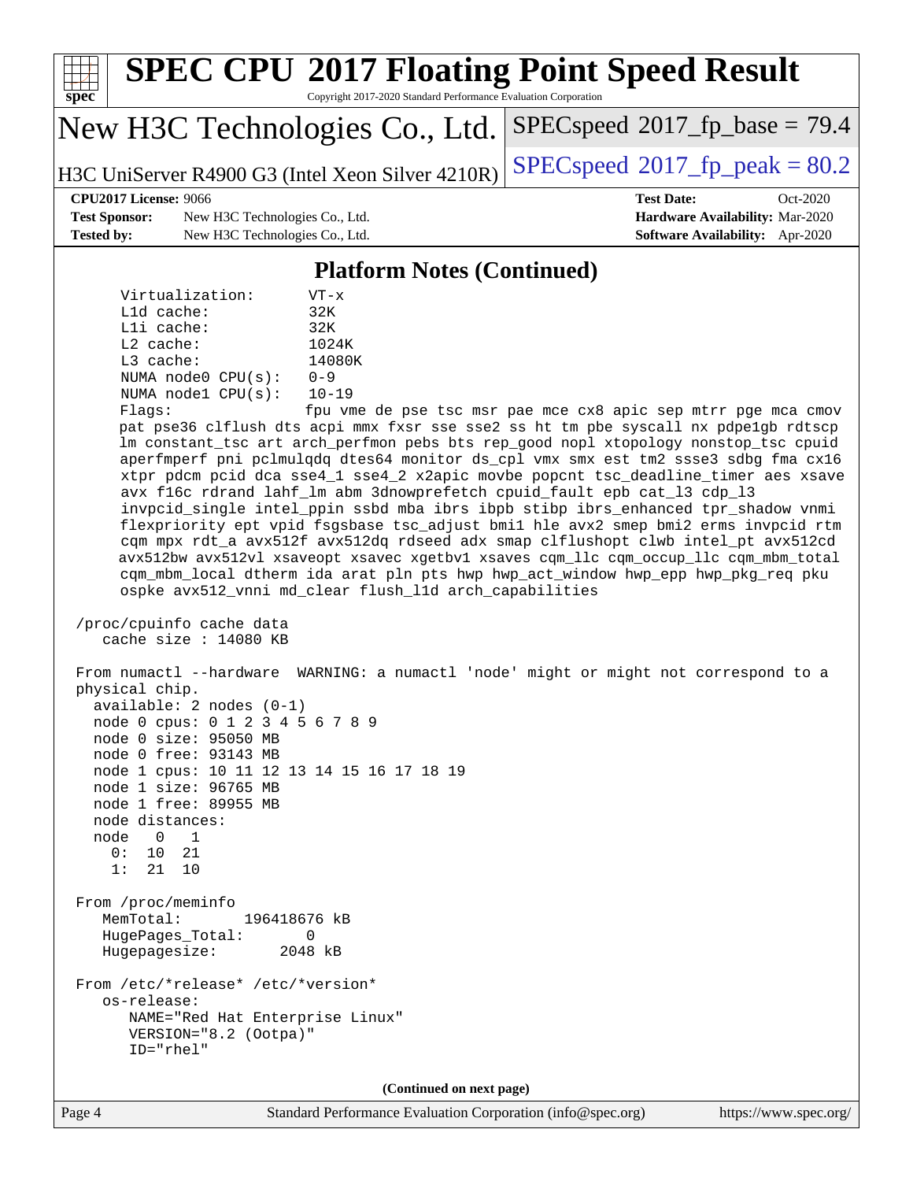## Platform Notes (Continued)

```
Virtualization:      VT-x
L1d cache:           32K
L1i cache:           32K
L2 cache:            1024K
L3 cache:            14080K
NUMA node0 CPU(s):   0-9
NUMA node1 CPU(s):   10-19
Flags:               fpu vme de pse tsc msr pae mce cx8 apic sep mtrr pge mca cmov
pat pse36 clflush dts acpi mmx fxsr sse sse2 ss ht tm pbe syscall nx pdpe1gb rdtscp
lm constant_tsc art arch_perfmon pebs bts rep_good nopl xtopology nonstop_tsc cpuid
aperfmperf pni pclmulqdq dtes64 monitor ds_cpl vmx smx est tm2 ssse3 sdbg fma cx16
xtpr pdcm pcid dca sse4_1 sse4_2 x2apic movbe popcnt tsc_deadline_timer aes xsave
avx f16c rdrand lahf_lm abm 3dnowprefetch cpuid_fault epb cat_l3 cdp_l3
invpcid_single intel_ppin ssbd mba ibrs ibpb stibp ibrs_enhanced tpr_shadow vnmi
flexpriority ept vpid fsgsbase tsc_adjust bmi1 hle avx2 smep bmi2 erms invpcid rtm
cqm mpx rdt_a avx512f avx512dq rdseed adx smap clflushopt clwb intel_pt avx512cd
avx512bw avx512vl xsaveopt xsavec xgetbv1 xsaves cqm_llc cqm_occup_llc cqm_mbm_total
cqm_mbm_local dtherm ida arat pln pts hwp hwp_act_window hwp_epp hwp_pkg_req pku
ospke avx512_vnni md_clear flush_l1d arch_capabilities

/proc/cpuinfo cache data
   cache size : 14080 KB

From numactl --hardware  WARNING: a numactl 'node' might or might not correspond to a
physical chip.
  available: 2 nodes (0-1)
  node 0 cpus: 0 1 2 3 4 5 6 7 8 9
  node 0 size: 95050 MB
  node 0 free: 93143 MB
  node 1 cpus: 10 11 12 13 14 15 16 17 18 19
  node 1 size: 96765 MB
  node 1 free: 89955 MB
  node distances:
  node   0   1
    0:  10  21
    1:  21  10

From /proc/meminfo
   MemTotal:       196418676 kB
   HugePages_Total:       0
   Hugepagesize:       2048 kB

From /etc/*release* /etc/*version*
   os-release:
      NAME="Red Hat Enterprise Linux"
      VERSION="8.2 (Ootpa)"
      ID="rhel"
```

(Continued on next page)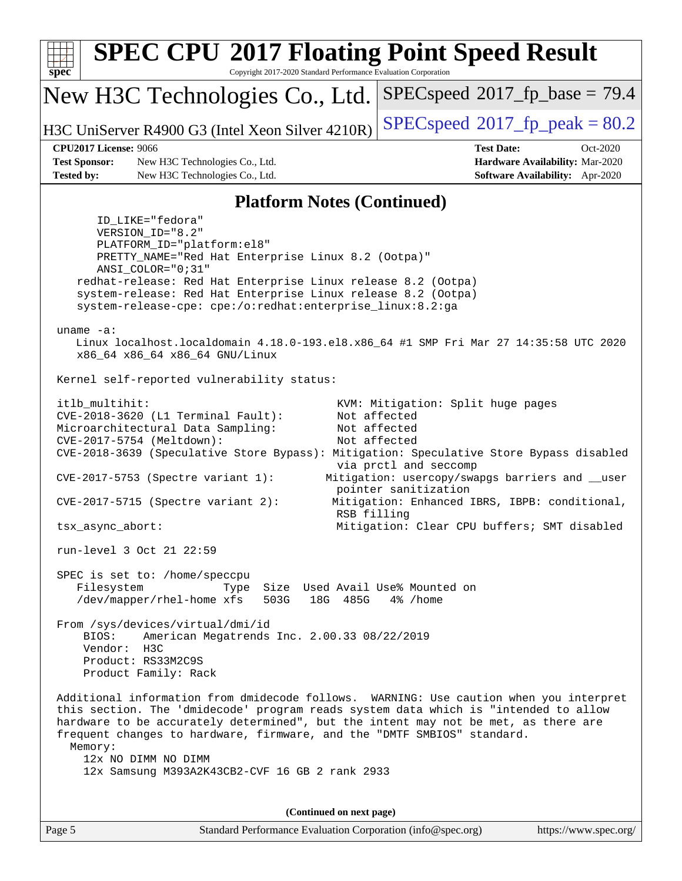## Platform Notes (Continued)

```
      ID_LIKE="fedora"
      VERSION_ID="8.2"
      PLATFORM_ID="platform:el8"
      PRETTY_NAME="Red Hat Enterprise Linux 8.2 (Ootpa)"
      ANSI_COLOR="0;31"
    redhat-release: Red Hat Enterprise Linux release 8.2 (Ootpa)
    system-release: Red Hat Enterprise Linux release 8.2 (Ootpa)
    system-release-cpe: cpe:/o:redhat:enterprise_linux:8.2:ga

 uname -a:
    Linux localhost.localdomain 4.18.0-193.el8.x86_64 #1 SMP Fri Mar 27 14:35:58 UTC 2020
    x86_64 x86_64 x86_64 GNU/Linux

 Kernel self-reported vulnerability status:

 itlb_multihit:                                KVM: Mitigation: Split huge pages
 CVE-2018-3620 (L1 Terminal Fault):            Not affected
 Microarchitectural Data Sampling:             Not affected
 CVE-2017-5754 (Meltdown):                     Not affected
 CVE-2018-3639 (Speculative Store Bypass): Mitigation: Speculative Store Bypass disabled
                                               via prctl and seccomp
 CVE-2017-5753 (Spectre variant 1):           Mitigation: usercopy/swapgs barriers and __user
                                               pointer sanitization
 CVE-2017-5715 (Spectre variant 2):            Mitigation: Enhanced IBRS, IBPB: conditional,
                                               RSB filling
 tsx_async_abort:                              Mitigation: Clear CPU buffers; SMT disabled

 run-level 3 Oct 21 22:59

 SPEC is set to: /home/speccpu
    Filesystem            Type  Size  Used Avail Use% Mounted on
    /dev/mapper/rhel-home xfs   503G   18G  485G   4% /home

 From /sys/devices/virtual/dmi/id
     BIOS:    American Megatrends Inc. 2.00.33 08/22/2019
     Vendor:  H3C
     Product: RS33M2C9S
     Product Family: Rack

 Additional information from dmidecode follows.  WARNING: Use caution when you interpret
 this section. The 'dmidecode' program reads system data which is "intended to allow
 hardware to be accurately determined", but the intent may not be met, as there are
 frequent changes to hardware, firmware, and the "DMTF SMBIOS" standard.
   Memory:
     12x NO DIMM NO DIMM
     12x Samsung M393A2K43CB2-CVF 16 GB 2 rank 2933
```

(Continued on next page)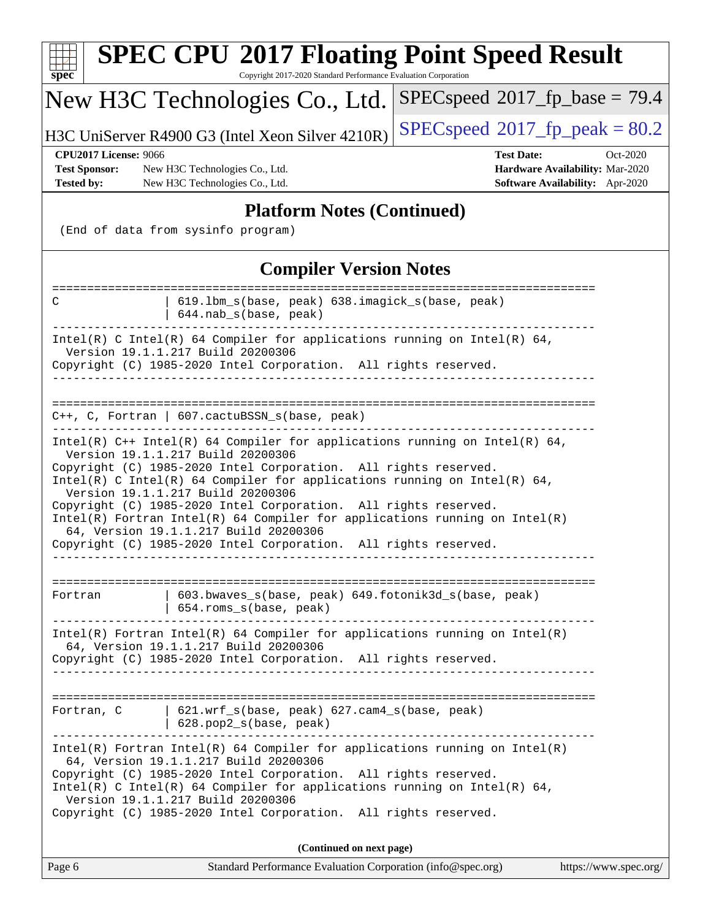## Platform Notes (Continued)

```
(End of data from sysinfo program)
```

## Compiler Version Notes

```
==============================================================================
C               | 619.lbm_s(base, peak) 638.imagick_s(base, peak)
                | 644.nab_s(base, peak)
------------------------------------------------------------------------------
Intel(R) C Intel(R) 64 Compiler for applications running on Intel(R) 64,
  Version 19.1.1.217 Build 20200306
Copyright (C) 1985-2020 Intel Corporation.  All rights reserved.
------------------------------------------------------------------------------

==============================================================================
C++, C, Fortran | 607.cactuBSSN_s(base, peak)
------------------------------------------------------------------------------
Intel(R) C++ Intel(R) 64 Compiler for applications running on Intel(R) 64,
  Version 19.1.1.217 Build 20200306
Copyright (C) 1985-2020 Intel Corporation.  All rights reserved.
Intel(R) C Intel(R) 64 Compiler for applications running on Intel(R) 64,
  Version 19.1.1.217 Build 20200306
Copyright (C) 1985-2020 Intel Corporation.  All rights reserved.
Intel(R) Fortran Intel(R) 64 Compiler for applications running on Intel(R)
  64, Version 19.1.1.217 Build 20200306
Copyright (C) 1985-2020 Intel Corporation.  All rights reserved.
------------------------------------------------------------------------------

==============================================================================
Fortran         | 603.bwaves_s(base, peak) 649.fotonik3d_s(base, peak)
                | 654.roms_s(base, peak)
------------------------------------------------------------------------------
Intel(R) Fortran Intel(R) 64 Compiler for applications running on Intel(R)
  64, Version 19.1.1.217 Build 20200306
Copyright (C) 1985-2020 Intel Corporation.  All rights reserved.
------------------------------------------------------------------------------

==============================================================================
Fortran, C      | 621.wrf_s(base, peak) 627.cam4_s(base, peak)
                | 628.pop2_s(base, peak)
------------------------------------------------------------------------------
Intel(R) Fortran Intel(R) 64 Compiler for applications running on Intel(R)
  64, Version 19.1.1.217 Build 20200306
Copyright (C) 1985-2020 Intel Corporation.  All rights reserved.
Intel(R) C Intel(R) 64 Compiler for applications running on Intel(R) 64,
  Version 19.1.1.217 Build 20200306
Copyright (C) 1985-2020 Intel Corporation.  All rights reserved.
```

**(Continued on next page)**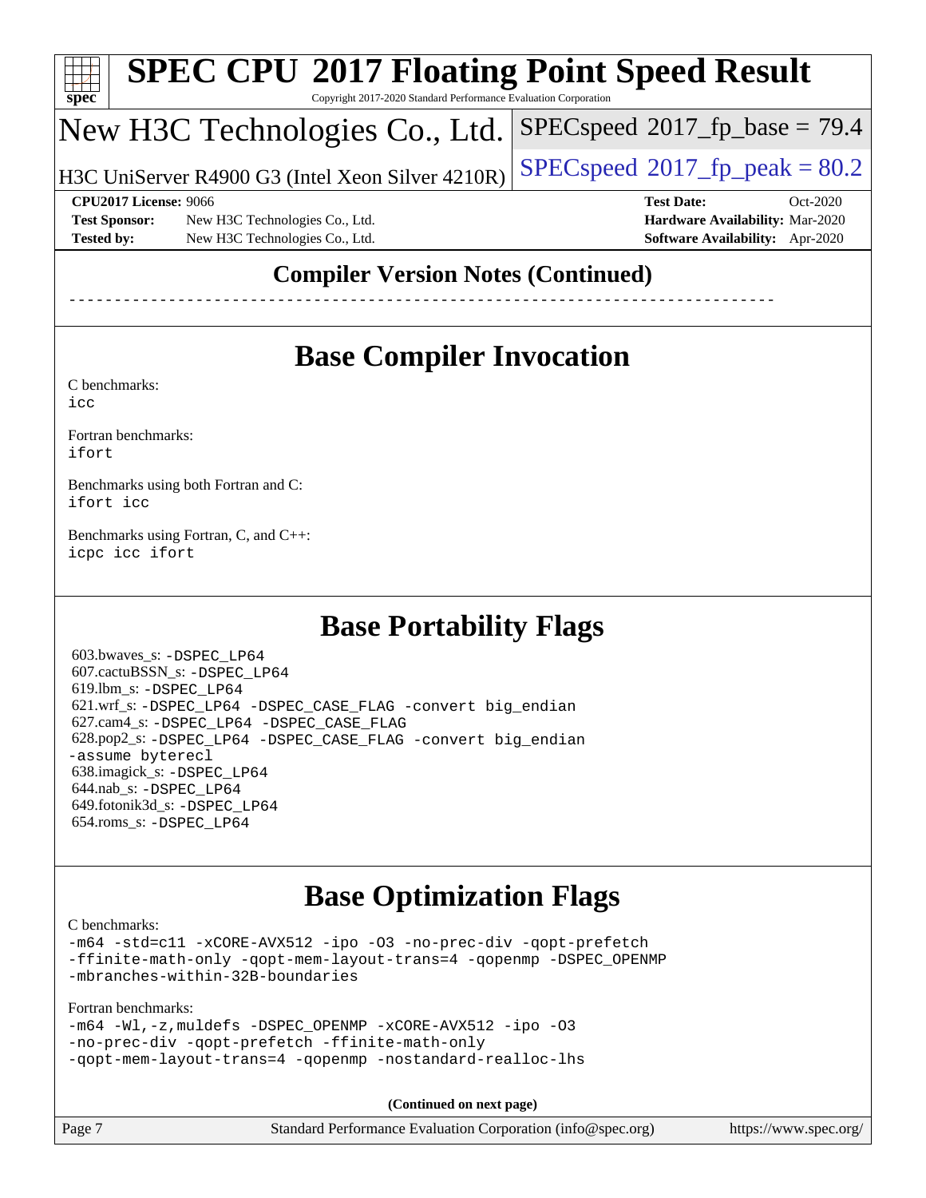## Compiler Version Notes (Continued)

------------------------------------------------------------------------------

## Base Compiler Invocation

C benchmarks:
icc

Fortran benchmarks:
ifort

Benchmarks using both Fortran and C:
ifort icc

Benchmarks using Fortran, C, and C++:
icpc icc ifort

## Base Portability Flags

603.bwaves_s: -DSPEC_LP64
607.cactuBSSN_s: -DSPEC_LP64
619.lbm_s: -DSPEC_LP64
621.wrf_s: -DSPEC_LP64 -DSPEC_CASE_FLAG -convert big_endian
627.cam4_s: -DSPEC_LP64 -DSPEC_CASE_FLAG
628.pop2_s: -DSPEC_LP64 -DSPEC_CASE_FLAG -convert big_endian -assume byterecl
638.imagick_s: -DSPEC_LP64
644.nab_s: -DSPEC_LP64
649.fotonik3d_s: -DSPEC_LP64
654.roms_s: -DSPEC_LP64

## Base Optimization Flags

C benchmarks:
-m64 -std=c11 -xCORE-AVX512 -ipo -O3 -no-prec-div -qopt-prefetch -ffinite-math-only -qopt-mem-layout-trans=4 -qopenmp -DSPEC_OPENMP -mbranches-within-32B-boundaries

Fortran benchmarks:
-m64 -Wl,-z,muldefs -DSPEC_OPENMP -xCORE-AVX512 -ipo -O3 -no-prec-div -qopt-prefetch -ffinite-math-only -qopt-mem-layout-trans=4 -qopenmp -nostandard-realloc-lhs

**(Continued on next page)**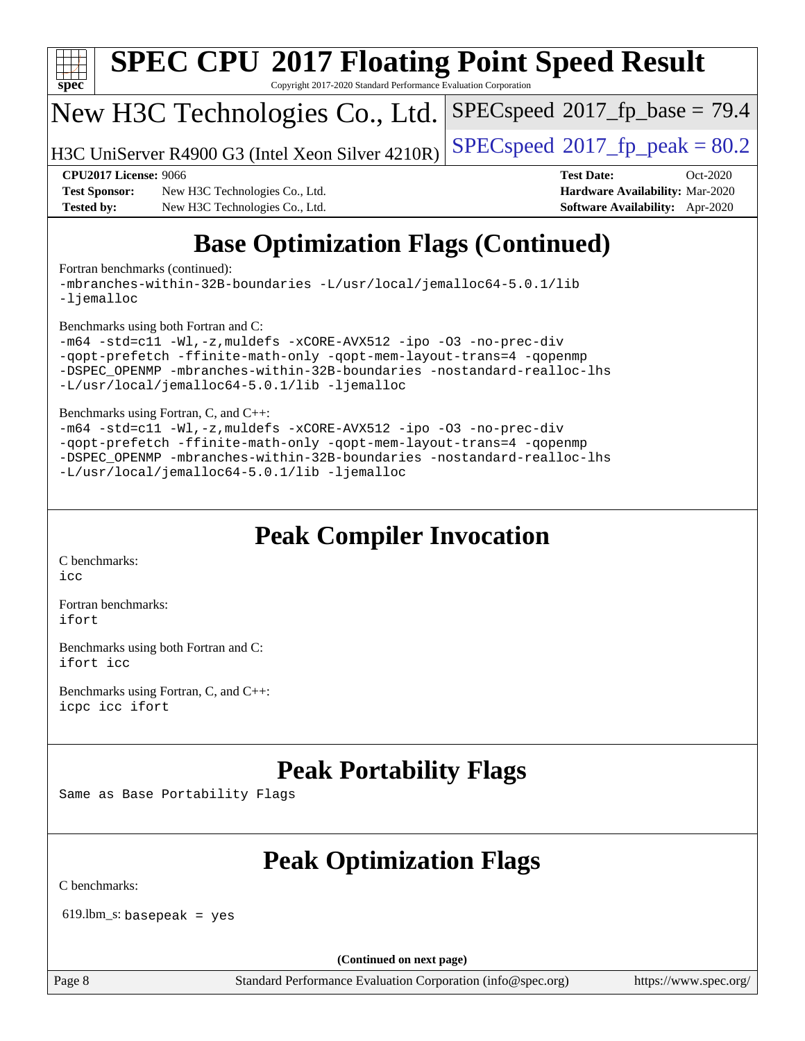# SPEC CPU 2017 Floating Point Speed Result

Copyright 2017-2020 Standard Performance Evaluation Corporation

## New H3C Technologies Co., Ltd.

H3C UniServer R4900 G3 (Intel Xeon Silver 4210R)

SPECspeed 2017_fp_base = 79.4

SPECspeed 2017_fp_peak = 80.2

**CPU2017 License:** 9066
**Test Sponsor:** New H3C Technologies Co., Ltd.
**Tested by:** New H3C Technologies Co., Ltd.

**Test Date:** Oct-2020
**Hardware Availability:** Mar-2020
**Software Availability:** Apr-2020

## Base Optimization Flags (Continued)

Fortran benchmarks (continued):
```
-mbranches-within-32B-boundaries -L/usr/local/jemalloc64-5.0.1/lib
-ljemalloc
```

Benchmarks using both Fortran and C:
```
-m64 -std=c11 -Wl,-z,muldefs -xCORE-AVX512 -ipo -O3 -no-prec-div
-qopt-prefetch -ffinite-math-only -qopt-mem-layout-trans=4 -qopenmp
-DSPEC_OPENMP -mbranches-within-32B-boundaries -nostandard-realloc-lhs
-L/usr/local/jemalloc64-5.0.1/lib -ljemalloc
```

Benchmarks using Fortran, C, and C++:
```
-m64 -std=c11 -Wl,-z,muldefs -xCORE-AVX512 -ipo -O3 -no-prec-div
-qopt-prefetch -ffinite-math-only -qopt-mem-layout-trans=4 -qopenmp
-DSPEC_OPENMP -mbranches-within-32B-boundaries -nostandard-realloc-lhs
-L/usr/local/jemalloc64-5.0.1/lib -ljemalloc
```

## Peak Compiler Invocation

C benchmarks:
```
icc
```

Fortran benchmarks:
```
ifort
```

Benchmarks using both Fortran and C:
```
ifort icc
```

Benchmarks using Fortran, C, and C++:
```
icpc icc ifort
```

## Peak Portability Flags

Same as Base Portability Flags

## Peak Optimization Flags

C benchmarks:

619.lbm_s: `basepeak = yes`

**(Continued on next page)**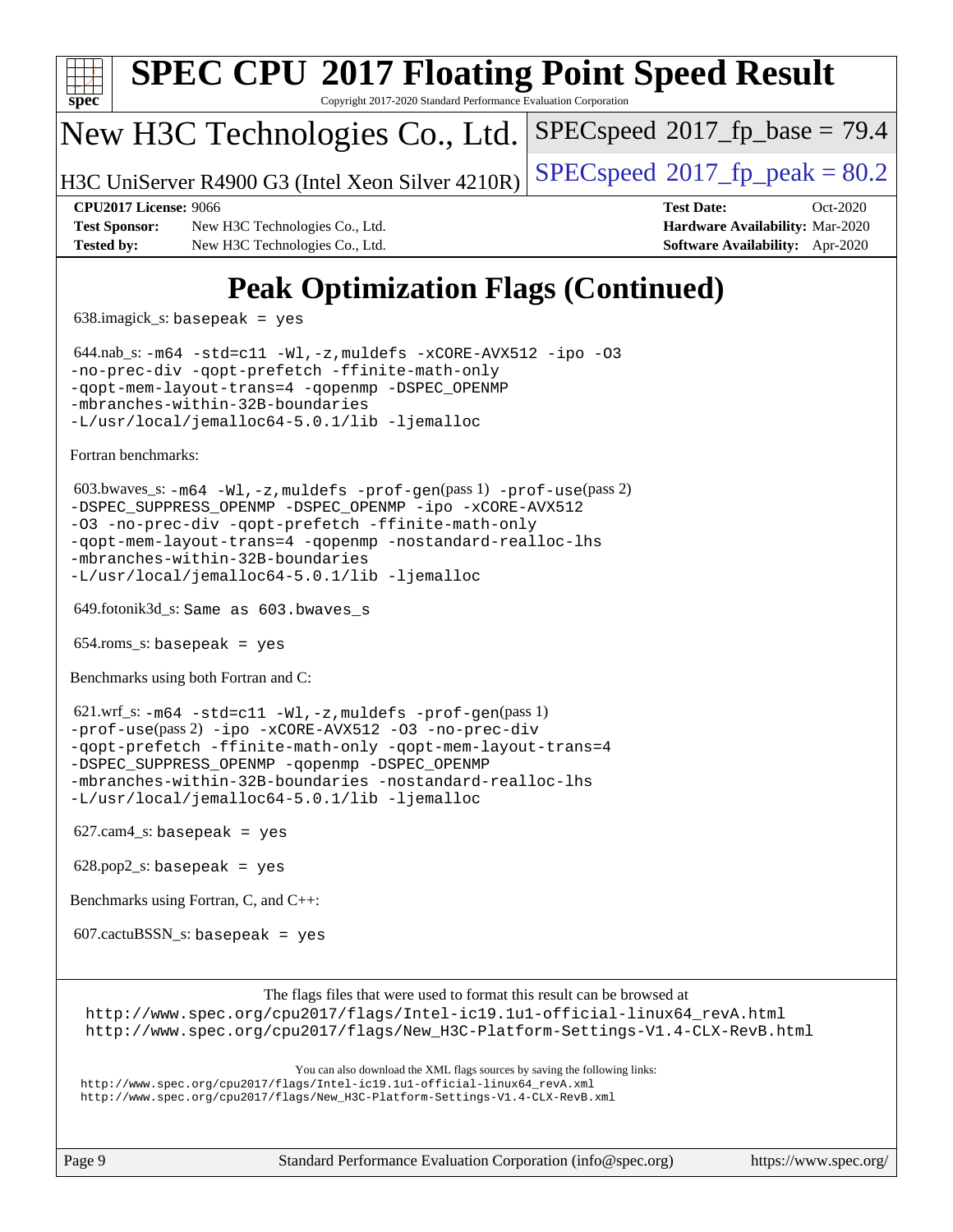# SPEC CPU 2017 Floating Point Speed Result

Copyright 2017-2020 Standard Performance Evaluation Corporation

## New H3C Technologies Co., Ltd.

H3C UniServer R4900 G3 (Intel Xeon Silver 4210R)

SPECspeed 2017_fp_base = 79.4

SPECspeed 2017_fp_peak = 80.2

| | | | |
|---|---|---|---|
| **CPU2017 License:** | 9066 | **Test Date:** | Oct-2020 |
| **Test Sponsor:** | New H3C Technologies Co., Ltd. | **Hardware Availability:** | Mar-2020 |
| **Tested by:** | New H3C Technologies Co., Ltd. | **Software Availability:** | Apr-2020 |

# Peak Optimization Flags (Continued)

638.imagick_s: `basepeak = yes`

644.nab_s: `-m64 -std=c11 -Wl,-z,muldefs -xCORE-AVX512 -ipo -O3 -no-prec-div -qopt-prefetch -ffinite-math-only -qopt-mem-layout-trans=4 -qopenmp -DSPEC_OPENMP -mbranches-within-32B-boundaries -L/usr/local/jemalloc64-5.0.1/lib -ljemalloc`

Fortran benchmarks:

603.bwaves_s: `-m64 -Wl,-z,muldefs -prof-gen`(pass 1) `-prof-use`(pass 2) `-DSPEC_SUPPRESS_OPENMP -DSPEC_OPENMP -ipo -xCORE-AVX512 -O3 -no-prec-div -qopt-prefetch -ffinite-math-only -qopt-mem-layout-trans=4 -qopenmp -nostandard-realloc-lhs -mbranches-within-32B-boundaries -L/usr/local/jemalloc64-5.0.1/lib -ljemalloc`

649.fotonik3d_s: `Same as 603.bwaves_s`

654.roms_s: `basepeak = yes`

Benchmarks using both Fortran and C:

621.wrf_s: `-m64 -std=c11 -Wl,-z,muldefs -prof-gen`(pass 1) `-prof-use`(pass 2) `-ipo -xCORE-AVX512 -O3 -no-prec-div -qopt-prefetch -ffinite-math-only -qopt-mem-layout-trans=4 -DSPEC_SUPPRESS_OPENMP -qopenmp -DSPEC_OPENMP -mbranches-within-32B-boundaries -nostandard-realloc-lhs -L/usr/local/jemalloc64-5.0.1/lib -ljemalloc`

627.cam4_s: `basepeak = yes`

628.pop2_s: `basepeak = yes`

Benchmarks using Fortran, C, and C++:

607.cactuBSSN_s: `basepeak = yes`

The flags files that were used to format this result can be browsed at
http://www.spec.org/cpu2017/flags/Intel-ic19.1u1-official-linux64_revA.html
http://www.spec.org/cpu2017/flags/New_H3C-Platform-Settings-V1.4-CLX-RevB.html

You can also download the XML flags sources by saving the following links:
http://www.spec.org/cpu2017/flags/Intel-ic19.1u1-official-linux64_revA.xml
http://www.spec.org/cpu2017/flags/New_H3C-Platform-Settings-V1.4-CLX-RevB.xml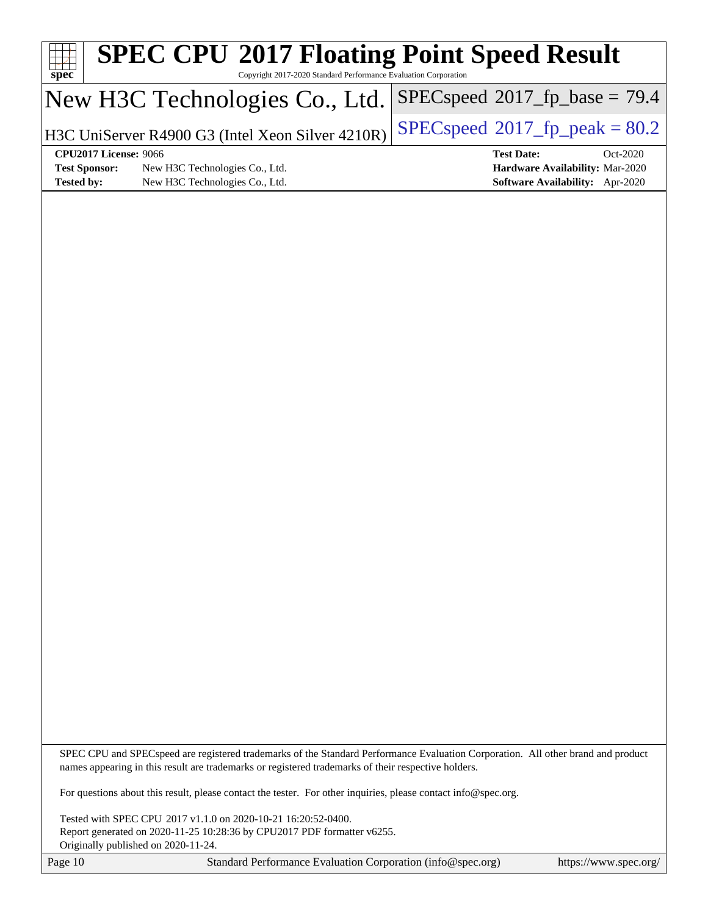SPEC CPU and SPECspeed are registered trademarks of the Standard Performance Evaluation Corporation. All other brand and product names appearing in this result are trademarks or registered trademarks of their respective holders.

For questions about this result, please contact the tester. For other inquiries, please contact info@spec.org.

Tested with SPEC CPU 2017 v1.1.0 on 2020-10-21 16:20:52-0400.
Report generated on 2020-11-25 10:28:36 by CPU2017 PDF formatter v6255.
Originally published on 2020-11-24.